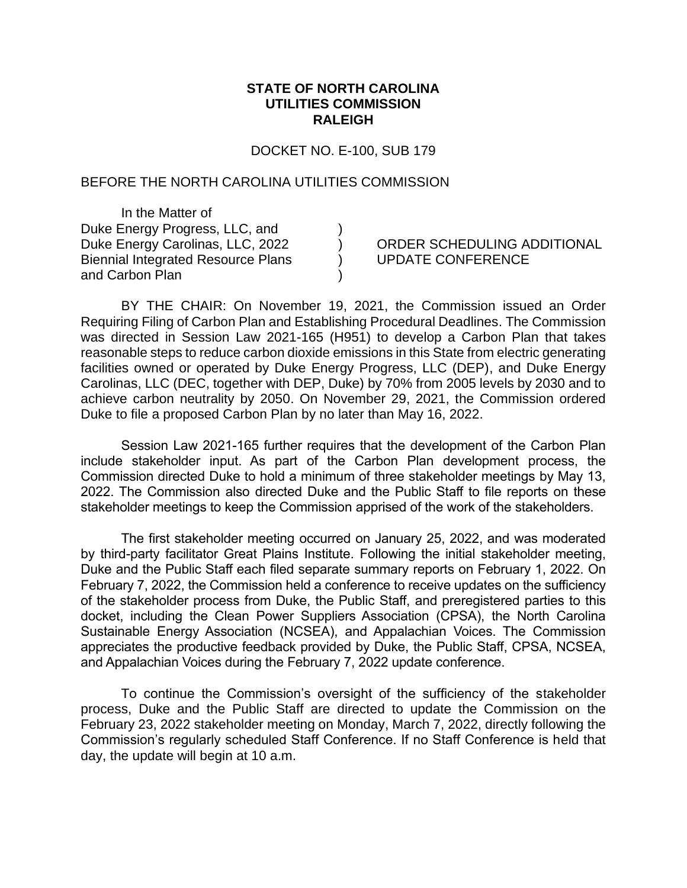**STATE OF NORTH CAROLINA**
**UTILITIES COMMISSION**
**RALEIGH**

DOCKET NO. E-100, SUB 179

BEFORE THE NORTH CAROLINA UTILITIES COMMISSION

| | | |
|---|---|---|
| In the Matter of<br>Duke Energy Progress, LLC, and<br>Duke Energy Carolinas, LLC, 2022<br>Biennial Integrated Resource Plans<br>and Carbon Plan | )<br>)<br>)<br>) | ORDER SCHEDULING ADDITIONAL UPDATE CONFERENCE |

BY THE CHAIR: On November 19, 2021, the Commission issued an Order Requiring Filing of Carbon Plan and Establishing Procedural Deadlines. The Commission was directed in Session Law 2021-165 (H951) to develop a Carbon Plan that takes reasonable steps to reduce carbon dioxide emissions in this State from electric generating facilities owned or operated by Duke Energy Progress, LLC (DEP), and Duke Energy Carolinas, LLC (DEC, together with DEP, Duke) by 70% from 2005 levels by 2030 and to achieve carbon neutrality by 2050. On November 29, 2021, the Commission ordered Duke to file a proposed Carbon Plan by no later than May 16, 2022.

Session Law 2021-165 further requires that the development of the Carbon Plan include stakeholder input. As part of the Carbon Plan development process, the Commission directed Duke to hold a minimum of three stakeholder meetings by May 13, 2022. The Commission also directed Duke and the Public Staff to file reports on these stakeholder meetings to keep the Commission apprised of the work of the stakeholders.

The first stakeholder meeting occurred on January 25, 2022, and was moderated by third-party facilitator Great Plains Institute. Following the initial stakeholder meeting, Duke and the Public Staff each filed separate summary reports on February 1, 2022. On February 7, 2022, the Commission held a conference to receive updates on the sufficiency of the stakeholder process from Duke, the Public Staff, and preregistered parties to this docket, including the Clean Power Suppliers Association (CPSA), the North Carolina Sustainable Energy Association (NCSEA), and Appalachian Voices. The Commission appreciates the productive feedback provided by Duke, the Public Staff, CPSA, NCSEA, and Appalachian Voices during the February 7, 2022 update conference.

To continue the Commission's oversight of the sufficiency of the stakeholder process, Duke and the Public Staff are directed to update the Commission on the February 23, 2022 stakeholder meeting on Monday, March 7, 2022, directly following the Commission's regularly scheduled Staff Conference. If no Staff Conference is held that day, the update will begin at 10 a.m.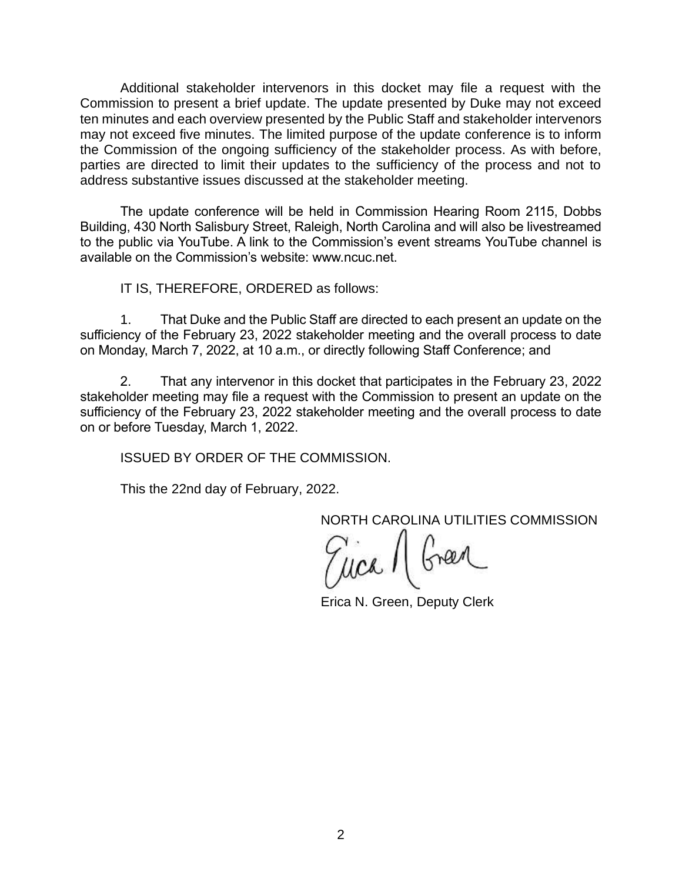Additional stakeholder intervenors in this docket may file a request with the Commission to present a brief update. The update presented by Duke may not exceed ten minutes and each overview presented by the Public Staff and stakeholder intervenors may not exceed five minutes. The limited purpose of the update conference is to inform the Commission of the ongoing sufficiency of the stakeholder process. As with before, parties are directed to limit their updates to the sufficiency of the process and not to address substantive issues discussed at the stakeholder meeting.

The update conference will be held in Commission Hearing Room 2115, Dobbs Building, 430 North Salisbury Street, Raleigh, North Carolina and will also be livestreamed to the public via YouTube. A link to the Commission's event streams YouTube channel is available on the Commission's website: www.ncuc.net.

IT IS, THEREFORE, ORDERED as follows:

1. That Duke and the Public Staff are directed to each present an update on the sufficiency of the February 23, 2022 stakeholder meeting and the overall process to date on Monday, March 7, 2022, at 10 a.m., or directly following Staff Conference; and

2. That any intervenor in this docket that participates in the February 23, 2022 stakeholder meeting may file a request with the Commission to present an update on the sufficiency of the February 23, 2022 stakeholder meeting and the overall process to date on or before Tuesday, March 1, 2022.

ISSUED BY ORDER OF THE COMMISSION.

This the 22nd day of February, 2022.

NORTH CAROLINA UTILITIES COMMISSION

Erica N. Green, Deputy Clerk